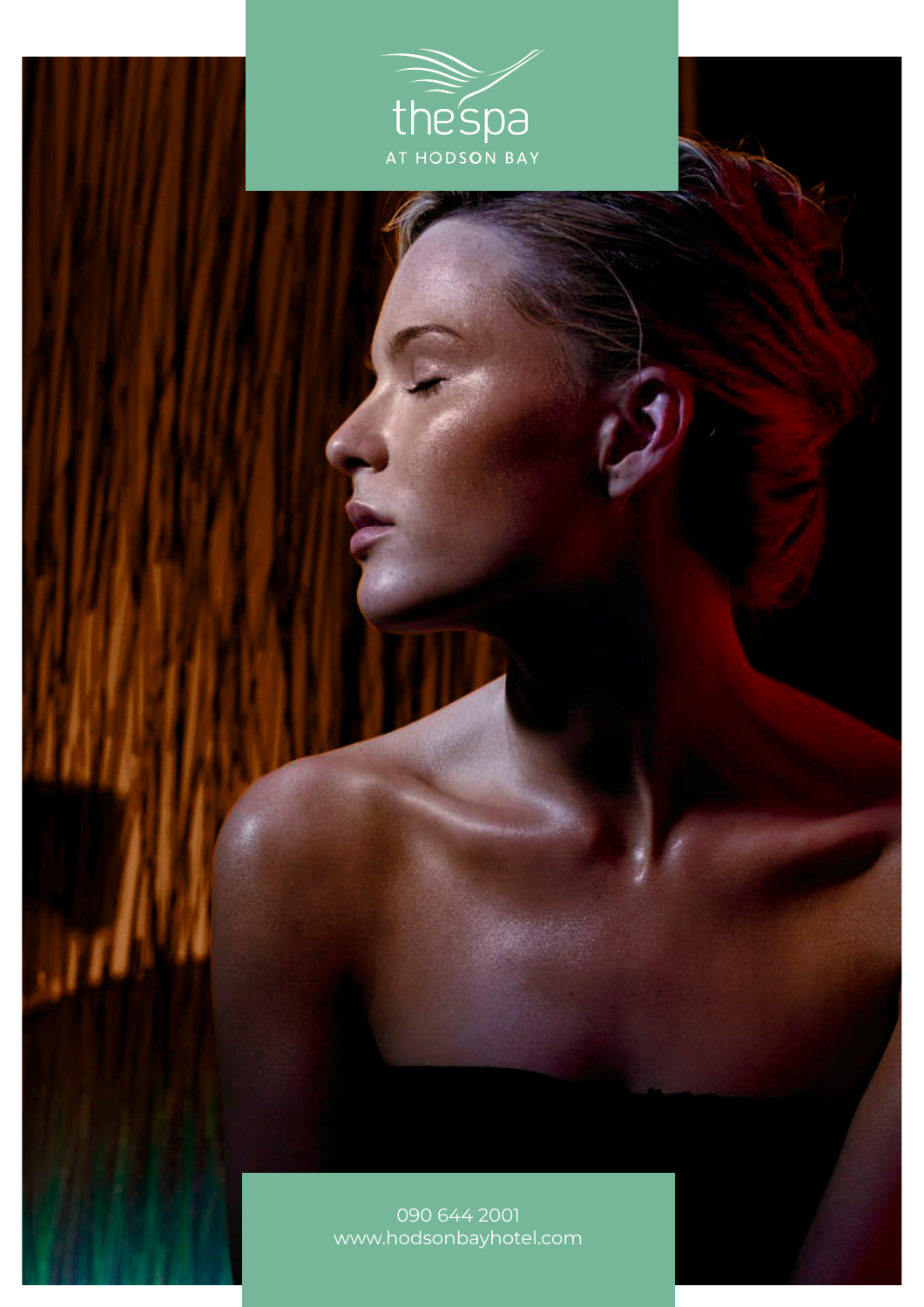# the spa

AT HODSON BAY

090 644 2001
www.hodsonbayhotel.com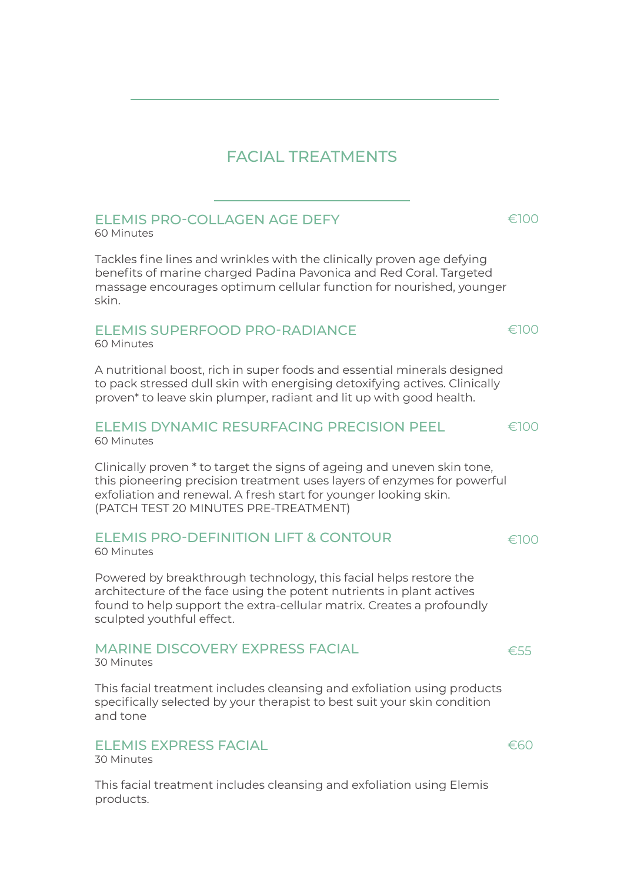# FACIAL TREATMENTS

## ELEMIS PRO-COLLAGEN AGE DEFY — €100

60 Minutes

Tackles fine lines and wrinkles with the clinically proven age defying benefits of marine charged Padina Pavonica and Red Coral. Targeted massage encourages optimum cellular function for nourished, younger skin.

## ELEMIS SUPERFOOD PRO-RADIANCE — €100

60 Minutes

A nutritional boost, rich in super foods and essential minerals designed to pack stressed dull skin with energising detoxifying actives. Clinically proven* to leave skin plumper, radiant and lit up with good health.

## ELEMIS DYNAMIC RESURFACING PRECISION PEEL — €100

60 Minutes

Clinically proven * to target the signs of ageing and uneven skin tone, this pioneering precision treatment uses layers of enzymes for powerful exfoliation and renewal. A fresh start for younger looking skin.
(PATCH TEST 20 MINUTES PRE-TREATMENT)

## ELEMIS PRO-DEFINITION LIFT & CONTOUR — €100

60 Minutes

Powered by breakthrough technology, this facial helps restore the architecture of the face using the potent nutrients in plant actives found to help support the extra-cellular matrix. Creates a profoundly sculpted youthful effect.

## MARINE DISCOVERY EXPRESS FACIAL — €55

30 Minutes

This facial treatment includes cleansing and exfoliation using products specifically selected by your therapist to best suit your skin condition and tone

## ELEMIS EXPRESS FACIAL — €60

30 Minutes

This facial treatment includes cleansing and exfoliation using Elemis products.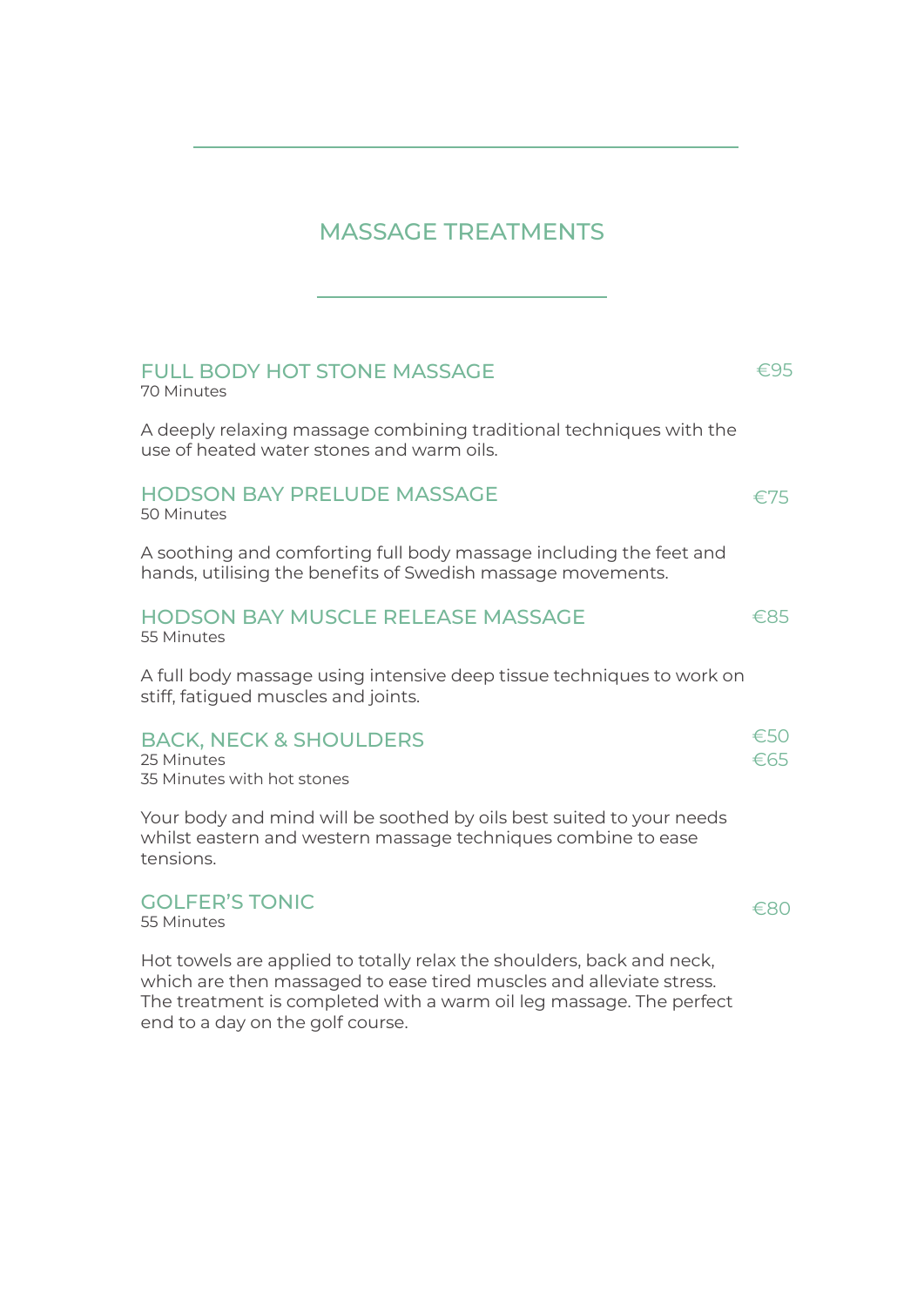# MASSAGE TREATMENTS

## FULL BODY HOT STONE MASSAGE — €95

70 Minutes

A deeply relaxing massage combining traditional techniques with the use of heated water stones and warm oils.

## HODSON BAY PRELUDE MASSAGE — €75

50 Minutes

A soothing and comforting full body massage including the feet and hands, utilising the benefits of Swedish massage movements.

## HODSON BAY MUSCLE RELEASE MASSAGE — €85

55 Minutes

A full body massage using intensive deep tissue techniques to work on stiff, fatigued muscles and joints.

## BACK, NECK & SHOULDERS

25 Minutes — €50
35 Minutes with hot stones — €65

Your body and mind will be soothed by oils best suited to your needs whilst eastern and western massage techniques combine to ease tensions.

## GOLFER'S TONIC — €80

55 Minutes

Hot towels are applied to totally relax the shoulders, back and neck, which are then massaged to ease tired muscles and alleviate stress. The treatment is completed with a warm oil leg massage. The perfect end to a day on the golf course.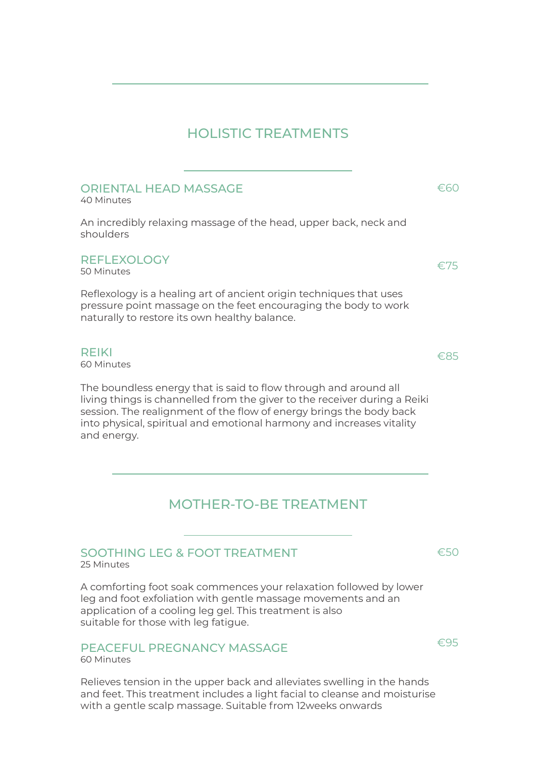## HOLISTIC TREATMENTS

### ORIENTAL HEAD MASSAGE — €60

40 Minutes

An incredibly relaxing massage of the head, upper back, neck and shoulders

### REFLEXOLOGY — €75

50 Minutes

Reflexology is a healing art of ancient origin techniques that uses pressure point massage on the feet encouraging the body to work naturally to restore its own healthy balance.

### REIKI — €85

60 Minutes

The boundless energy that is said to flow through and around all living things is channelled from the giver to the receiver during a Reiki session. The realignment of the flow of energy brings the body back into physical, spiritual and emotional harmony and increases vitality and energy.

## MOTHER-TO-BE TREATMENT

### SOOTHING LEG & FOOT TREATMENT — €50

25 Minutes

A comforting foot soak commences your relaxation followed by lower leg and foot exfoliation with gentle massage movements and an application of a cooling leg gel. This treatment is also suitable for those with leg fatigue.

### PEACEFUL PREGNANCY MASSAGE — €95

60 Minutes

Relieves tension in the upper back and alleviates swelling in the hands and feet. This treatment includes a light facial to cleanse and moisturise with a gentle scalp massage. Suitable from 12weeks onwards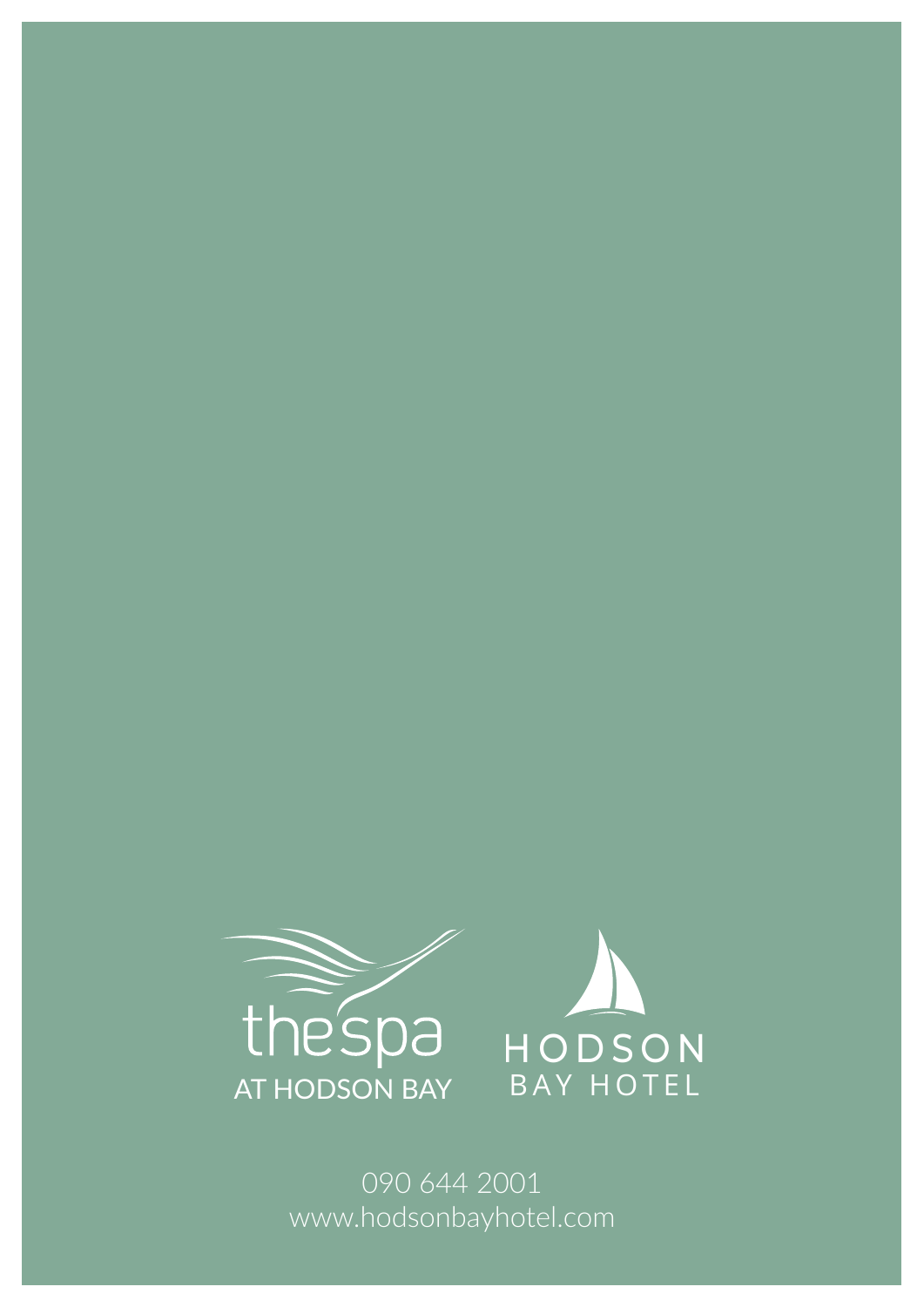the spa
AT HODSON BAY

HODSON
BAY HOTEL

090 644 2001
www.hodsonbayhotel.com